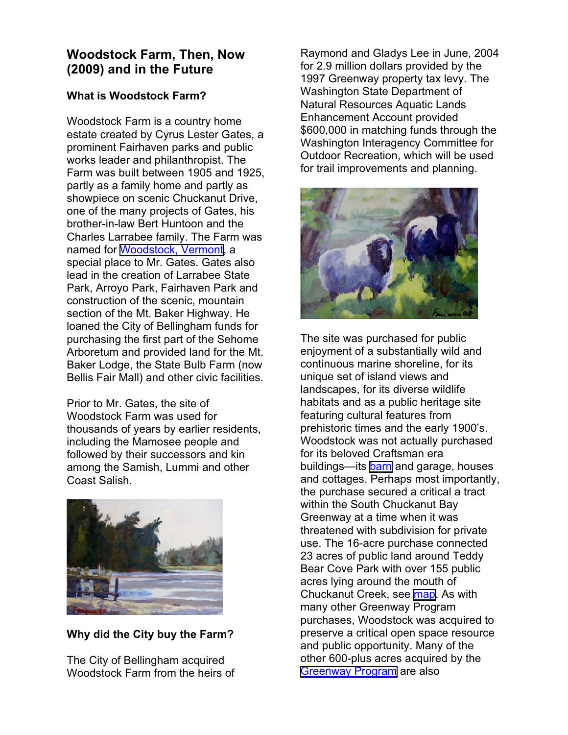# Woodstock Farm, Then, Now (2009) and in the Future

## What is Woodstock Farm?

Woodstock Farm is a country home estate created by Cyrus Lester Gates, a prominent Fairhaven parks and public works leader and philanthropist. The Farm was built between 1905 and 1925, partly as a family home and partly as showpiece on scenic Chuckanut Drive, one of the many projects of Gates, his brother-in-law Bert Huntoon and the Charles Larrabee family. The Farm was named for Woodstock, Vermont, a special place to Mr. Gates. Gates also lead in the creation of Larrabee State Park, Arroyo Park, Fairhaven Park and construction of the scenic, mountain section of the Mt. Baker Highway. He loaned the City of Bellingham funds for purchasing the first part of the Sehome Arboretum and provided land for the Mt. Baker Lodge, the State Bulb Farm (now Bellis Fair Mall) and other civic facilities.

Prior to Mr. Gates, the site of Woodstock Farm was used for thousands of years by earlier residents, including the Mamosee people and followed by their successors and kin among the Samish, Lummi and other Coast Salish.

## Why did the City buy the Farm?

The City of Bellingham acquired Woodstock Farm from the heirs of Raymond and Gladys Lee in June, 2004 for 2.9 million dollars provided by the 1997 Greenway property tax levy. The Washington State Department of Natural Resources Aquatic Lands Enhancement Account provided $600,000 in matching funds through the Washington Interagency Committee for Outdoor Recreation, which will be used for trail improvements and planning.

The site was purchased for public enjoyment of a substantially wild and continuous marine shoreline, for its unique set of island views and landscapes, for its diverse wildlife habitats and as a public heritage site featuring cultural features from prehistoric times and the early 1900's. Woodstock was not actually purchased for its beloved Craftsman era buildings—its barn and garage, houses and cottages. Perhaps most importantly, the purchase secured a critical a tract within the South Chuckanut Bay Greenway at a time when it was threatened with subdivision for private use. The 16-acre purchase connected 23 acres of public land around Teddy Bear Cove Park with over 155 public acres lying around the mouth of Chuckanut Creek, see map. As with many other Greenway Program purchases, Woodstock was acquired to preserve a critical open space resource and public opportunity. Many of the other 600-plus acres acquired by the Greenway Program are also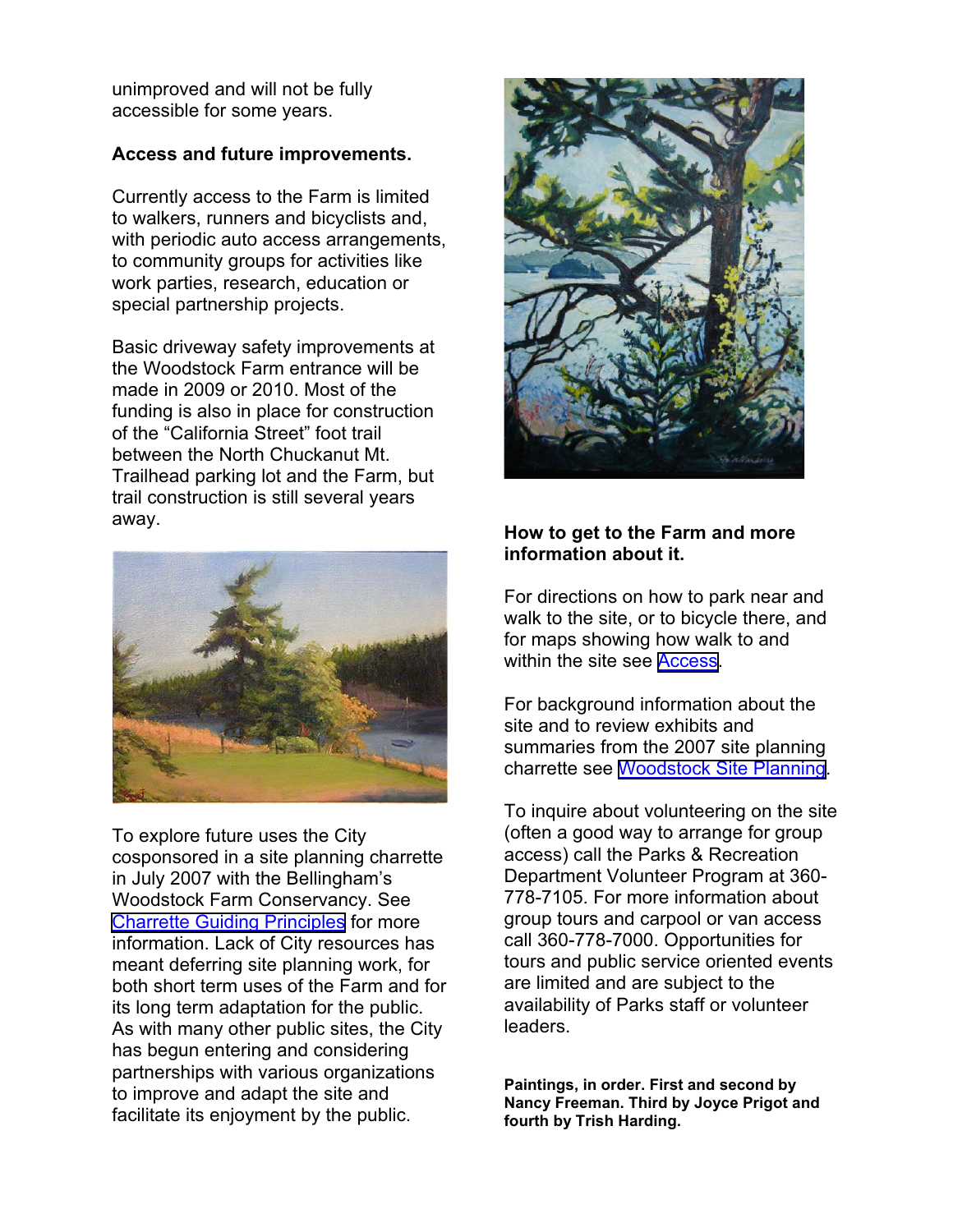unimproved and will not be fully accessible for some years.

**Access and future improvements.**

Currently access to the Farm is limited to walkers, runners and bicyclists and, with periodic auto access arrangements, to community groups for activities like work parties, research, education or special partnership projects.

Basic driveway safety improvements at the Woodstock Farm entrance will be made in 2009 or 2010. Most of the funding is also in place for construction of the “California Street” foot trail between the North Chuckanut Mt. Trailhead parking lot and the Farm, but trail construction is still several years away.

To explore future uses the City cosponsored in a site planning charrette in July 2007 with the Bellingham’s Woodstock Farm Conservancy. See Charrette Guiding Principles for more information. Lack of City resources has meant deferring site planning work, for both short term uses of the Farm and for its long term adaptation for the public. As with many other public sites, the City has begun entering and considering partnerships with various organizations to improve and adapt the site and facilitate its enjoyment by the public.

**How to get to the Farm and more information about it.**

For directions on how to park near and walk to the site, or to bicycle there, and for maps showing how walk to and within the site see Access.

For background information about the site and to review exhibits and summaries from the 2007 site planning charrette see Woodstock Site Planning.

To inquire about volunteering on the site (often a good way to arrange for group access) call the Parks & Recreation Department Volunteer Program at 360-778-7105. For more information about group tours and carpool or van access call 360-778-7000. Opportunities for tours and public service oriented events are limited and are subject to the availability of Parks staff or volunteer leaders.

**Paintings, in order. First and second by Nancy Freeman. Third by Joyce Prigot and fourth by Trish Harding.**